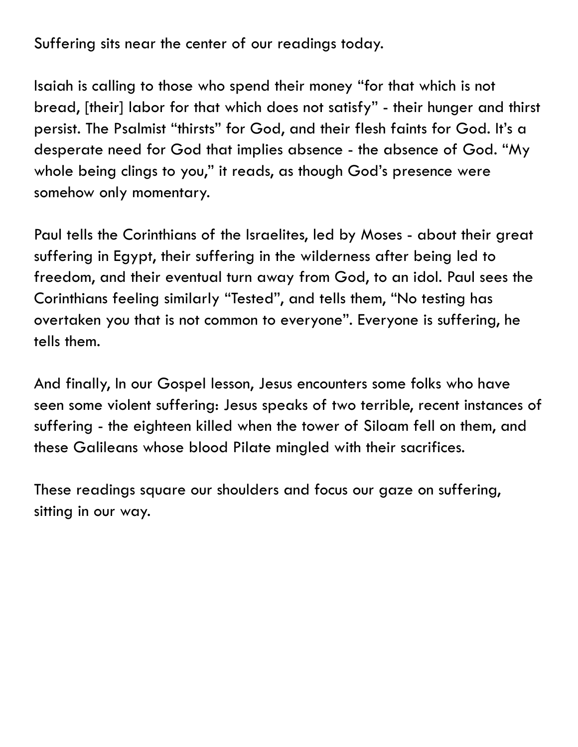Suffering sits near the center of our readings today.

Isaiah is calling to those who spend their money "for that which is not bread, [their] labor for that which does not satisfy" - their hunger and thirst persist. The Psalmist "thirsts" for God, and their flesh faints for God. It's a desperate need for God that implies absence - the absence of God. "My whole being clings to you," it reads, as though God's presence were somehow only momentary.

Paul tells the Corinthians of the Israelites, led by Moses - about their great suffering in Egypt, their suffering in the wilderness after being led to freedom, and their eventual turn away from God, to an idol. Paul sees the Corinthians feeling similarly "Tested", and tells them, "No testing has overtaken you that is not common to everyone". Everyone is suffering, he tells them.

And finally, In our Gospel lesson, Jesus encounters some folks who have seen some violent suffering: Jesus speaks of two terrible, recent instances of suffering - the eighteen killed when the tower of Siloam fell on them, and these Galileans whose blood Pilate mingled with their sacrifices.

These readings square our shoulders and focus our gaze on suffering, sitting in our way.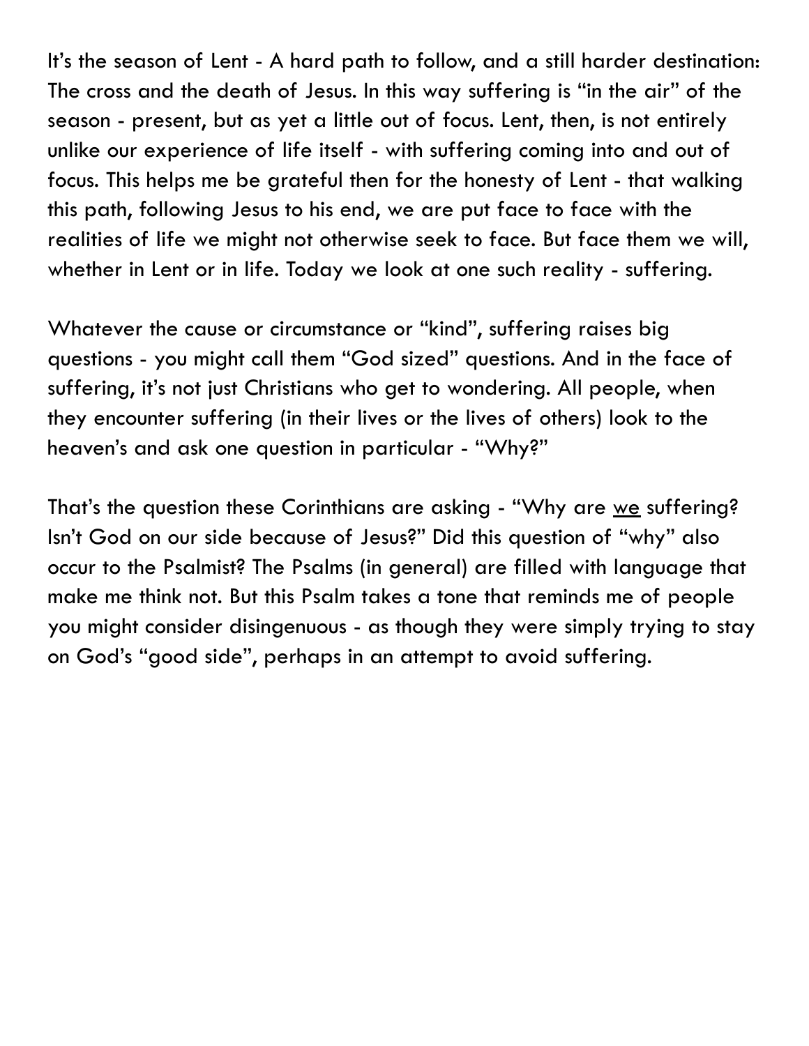It's the season of Lent - A hard path to follow, and a still harder destination: The cross and the death of Jesus. In this way suffering is "in the air" of the season - present, but as yet a little out of focus. Lent, then, is not entirely unlike our experience of life itself - with suffering coming into and out of focus. This helps me be grateful then for the honesty of Lent - that walking this path, following Jesus to his end, we are put face to face with the realities of life we might not otherwise seek to face. But face them we will, whether in Lent or in life. Today we look at one such reality - suffering.

Whatever the cause or circumstance or "kind", suffering raises big questions - you might call them "God sized" questions. And in the face of suffering, it's not just Christians who get to wondering. All people, when they encounter suffering (in their lives or the lives of others) look to the heaven's and ask one question in particular - "Why?"

That's the question these Corinthians are asking - "Why are <u>we</u> suffering? Isn't God on our side because of Jesus?" Did this question of "why" also occur to the Psalmist? The Psalms (in general) are filled with language that make me think not. But this Psalm takes a tone that reminds me of people you might consider disingenuous - as though they were simply trying to stay on God's "good side", perhaps in an attempt to avoid suffering.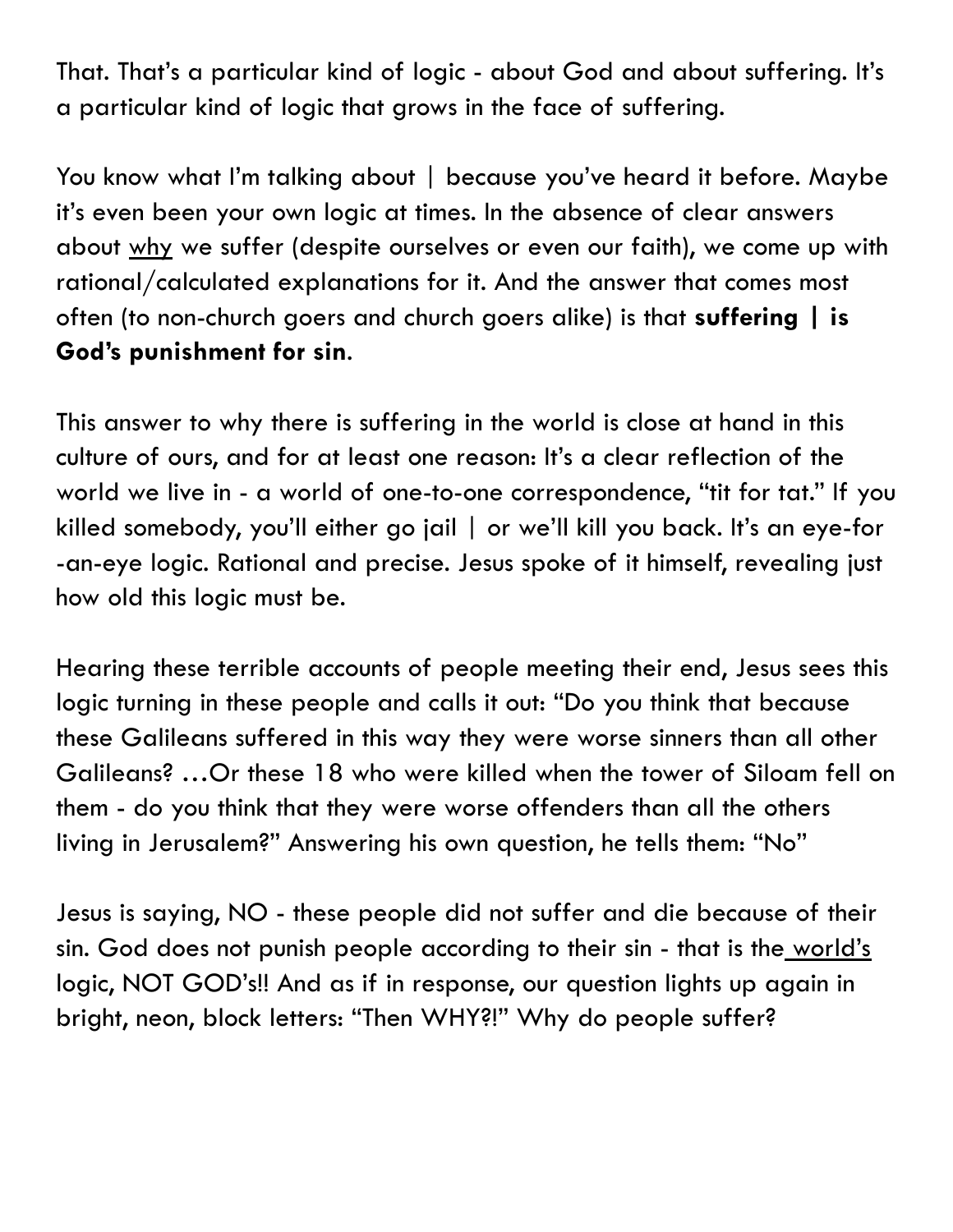That. That's a particular kind of logic - about God and about suffering. It's a particular kind of logic that grows in the face of suffering.

You know what I'm talking about | because you've heard it before. Maybe it's even been your own logic at times. In the absence of clear answers about <u>why</u> we suffer (despite ourselves or even our faith), we come up with rational/calculated explanations for it. And the answer that comes most often (to non-church goers and church goers alike) is that **suffering | is God's punishment for sin**.

This answer to why there is suffering in the world is close at hand in this culture of ours, and for at least one reason: It's a clear reflection of the world we live in - a world of one-to-one correspondence, "tit for tat." If you killed somebody, you'll either go jail | or we'll kill you back. It's an eye-for-an-eye logic. Rational and precise. Jesus spoke of it himself, revealing just how old this logic must be.

Hearing these terrible accounts of people meeting their end, Jesus sees this logic turning in these people and calls it out: "Do you think that because these Galileans suffered in this way they were worse sinners than all other Galileans? …Or these 18 who were killed when the tower of Siloam fell on them - do you think that they were worse offenders than all the others living in Jerusalem?" Answering his own question, he tells them: "No"

Jesus is saying, NO - these people did not suffer and die because of their sin. God does not punish people according to their sin - that is the <u>world's</u> logic, NOT GOD's!! And as if in response, our question lights up again in bright, neon, block letters: "Then WHY?!" Why do people suffer?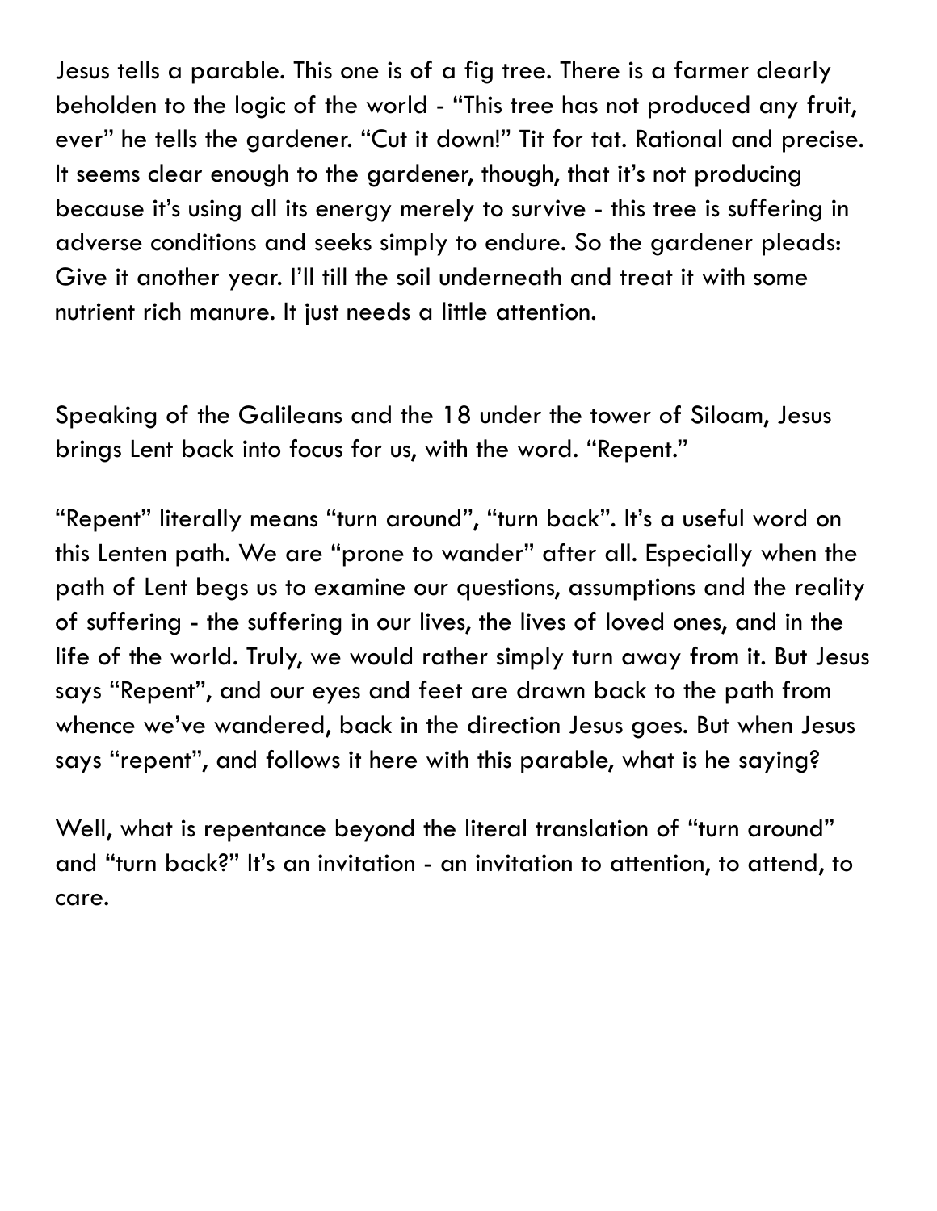Jesus tells a parable. This one is of a fig tree. There is a farmer clearly beholden to the logic of the world - "This tree has not produced any fruit, ever" he tells the gardener. "Cut it down!" Tit for tat. Rational and precise. It seems clear enough to the gardener, though, that it's not producing because it's using all its energy merely to survive - this tree is suffering in adverse conditions and seeks simply to endure. So the gardener pleads: Give it another year. I'll till the soil underneath and treat it with some nutrient rich manure. It just needs a little attention.

Speaking of the Galileans and the 18 under the tower of Siloam, Jesus brings Lent back into focus for us, with the word. "Repent."

"Repent" literally means "turn around", "turn back". It's a useful word on this Lenten path. We are "prone to wander" after all. Especially when the path of Lent begs us to examine our questions, assumptions and the reality of suffering - the suffering in our lives, the lives of loved ones, and in the life of the world. Truly, we would rather simply turn away from it. But Jesus says "Repent", and our eyes and feet are drawn back to the path from whence we've wandered, back in the direction Jesus goes. But when Jesus says "repent", and follows it here with this parable, what is he saying?

Well, what is repentance beyond the literal translation of "turn around" and "turn back?" It's an invitation - an invitation to attention, to attend, to care.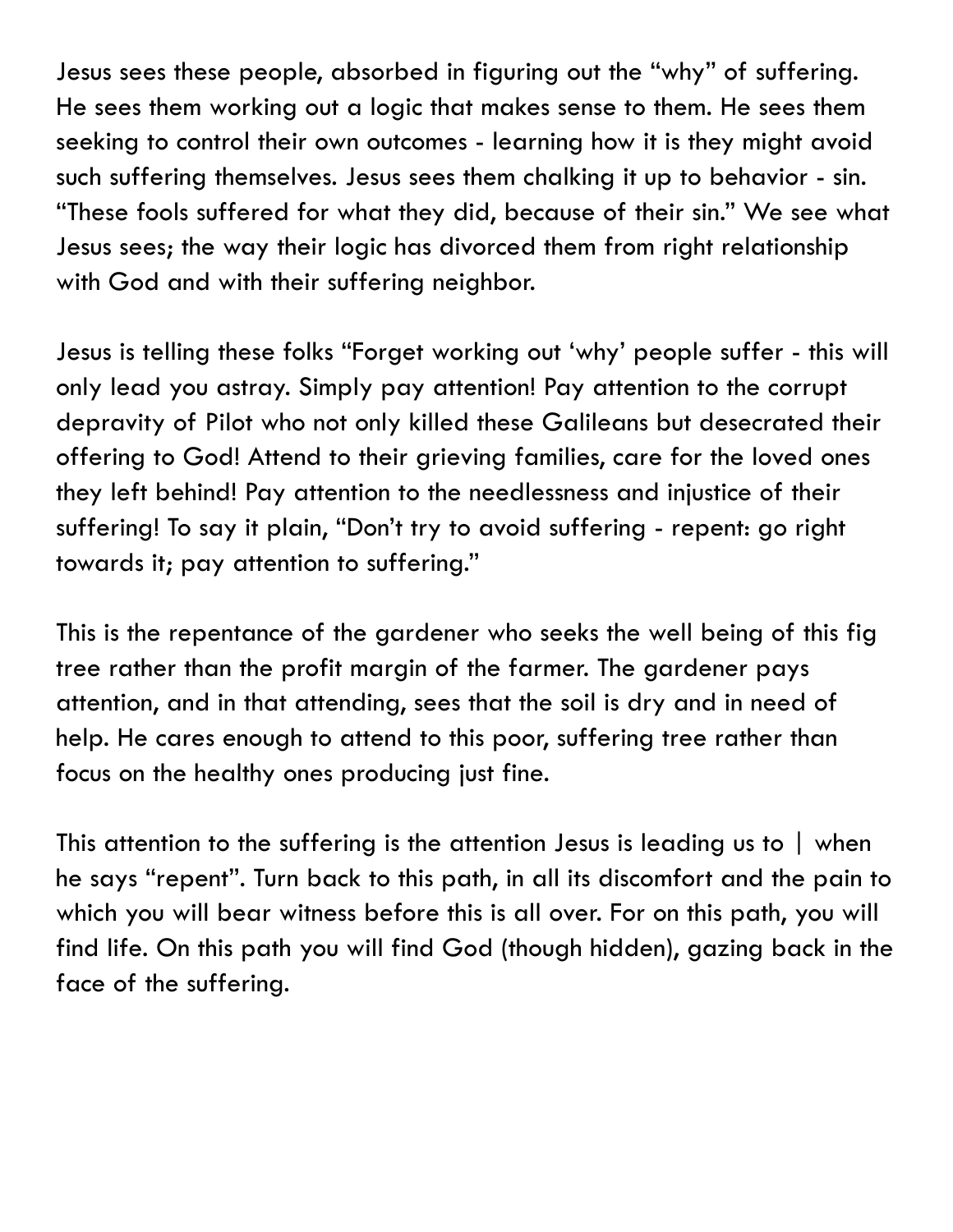Jesus sees these people, absorbed in figuring out the "why" of suffering. He sees them working out a logic that makes sense to them. He sees them seeking to control their own outcomes - learning how it is they might avoid such suffering themselves. Jesus sees them chalking it up to behavior - sin. "These fools suffered for what they did, because of their sin." We see what Jesus sees; the way their logic has divorced them from right relationship with God and with their suffering neighbor.

Jesus is telling these folks "Forget working out 'why' people suffer - this will only lead you astray. Simply pay attention! Pay attention to the corrupt depravity of Pilot who not only killed these Galileans but desecrated their offering to God! Attend to their grieving families, care for the loved ones they left behind! Pay attention to the needlessness and injustice of their suffering! To say it plain, "Don't try to avoid suffering - repent: go right towards it; pay attention to suffering."

This is the repentance of the gardener who seeks the well being of this fig tree rather than the profit margin of the farmer. The gardener pays attention, and in that attending, sees that the soil is dry and in need of help. He cares enough to attend to this poor, suffering tree rather than focus on the healthy ones producing just fine.

This attention to the suffering is the attention Jesus is leading us to | when he says "repent". Turn back to this path, in all its discomfort and the pain to which you will bear witness before this is all over. For on this path, you will find life. On this path you will find God (though hidden), gazing back in the face of the suffering.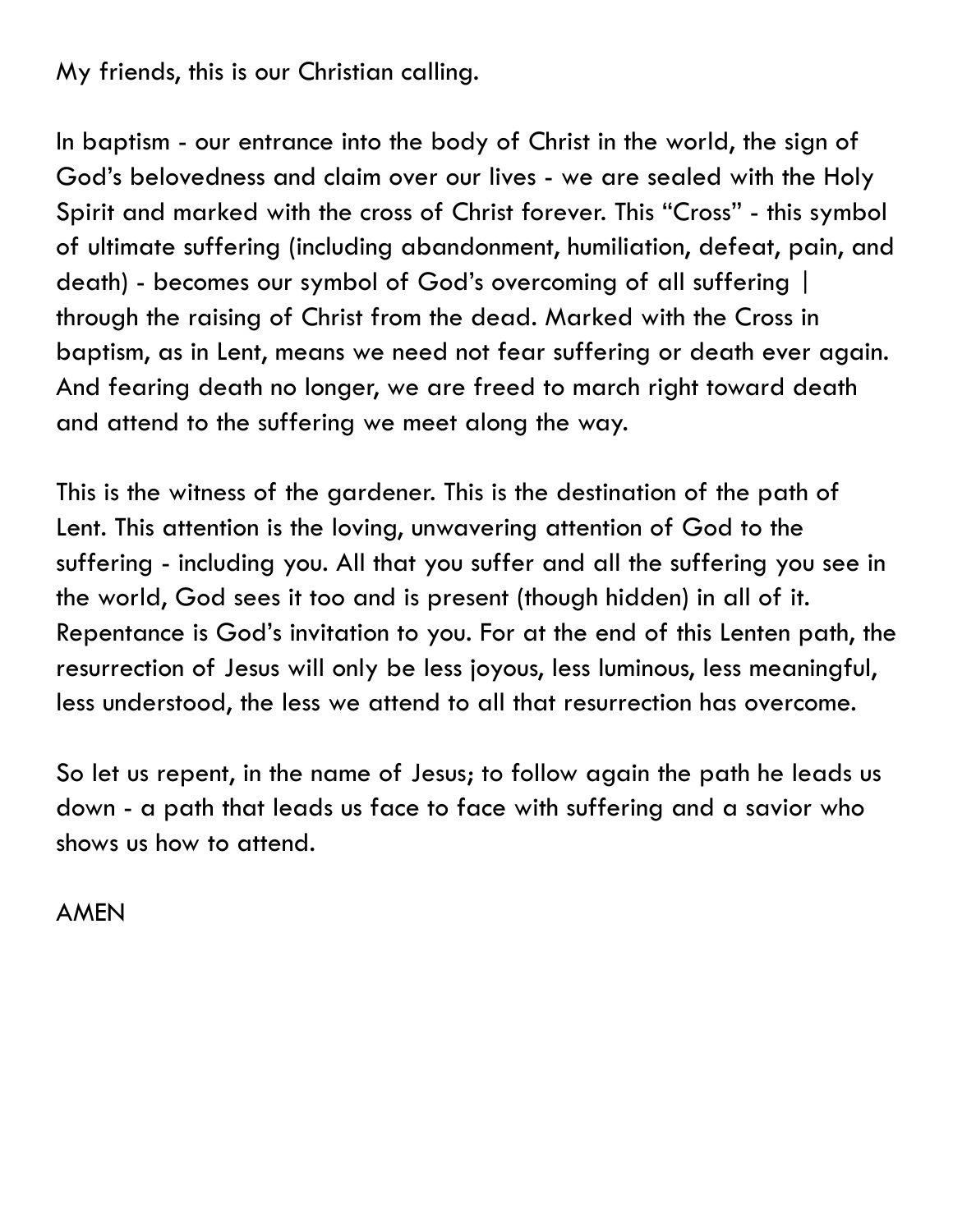My friends, this is our Christian calling.

In baptism - our entrance into the body of Christ in the world, the sign of God's belovedness and claim over our lives - we are sealed with the Holy Spirit and marked with the cross of Christ forever. This "Cross" - this symbol of ultimate suffering (including abandonment, humiliation, defeat, pain, and death) - becomes our symbol of God's overcoming of all suffering | through the raising of Christ from the dead. Marked with the Cross in baptism, as in Lent, means we need not fear suffering or death ever again. And fearing death no longer, we are freed to march right toward death and attend to the suffering we meet along the way.

This is the witness of the gardener. This is the destination of the path of Lent. This attention is the loving, unwavering attention of God to the suffering - including you. All that you suffer and all the suffering you see in the world, God sees it too and is present (though hidden) in all of it. Repentance is God's invitation to you. For at the end of this Lenten path, the resurrection of Jesus will only be less joyous, less luminous, less meaningful, less understood, the less we attend to all that resurrection has overcome.

So let us repent, in the name of Jesus; to follow again the path he leads us down - a path that leads us face to face with suffering and a savior who shows us how to attend.

AMEN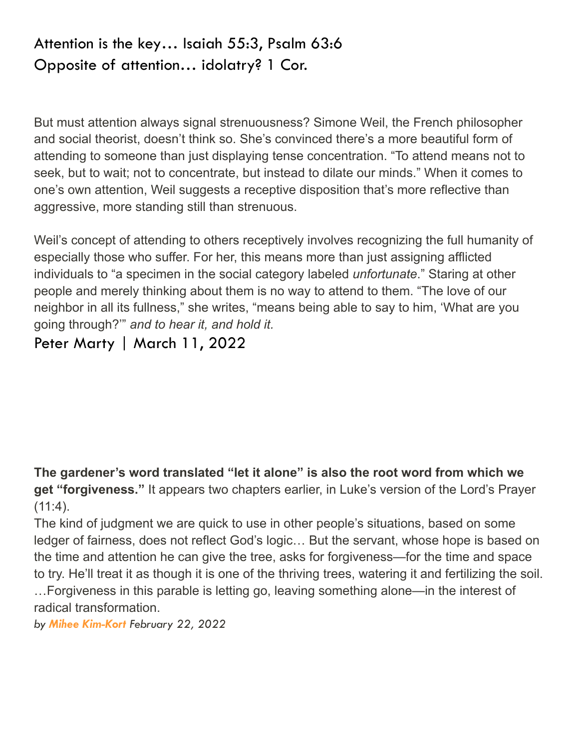Attention is the key… Isaiah 55:3, Psalm 63:6
Opposite of attention… idolatry? 1 Cor.

But must attention always signal strenuousness? Simone Weil, the French philosopher and social theorist, doesn't think so. She's convinced there's a more beautiful form of attending to someone than just displaying tense concentration. "To attend means not to seek, but to wait; not to concentrate, but instead to dilate our minds." When it comes to one's own attention, Weil suggests a receptive disposition that's more reflective than aggressive, more standing still than strenuous.

Weil's concept of attending to others receptively involves recognizing the full humanity of especially those who suffer. For her, this means more than just assigning afflicted individuals to "a specimen in the social category labeled *unfortunate*." Staring at other people and merely thinking about them is no way to attend to them. "The love of our neighbor in all its fullness," she writes, "means being able to say to him, 'What are you going through?'" *and to hear it, and hold it.*

Peter Marty | March 11, 2022

**The gardener's word translated "let it alone" is also the root word from which we get "forgiveness."** It appears two chapters earlier, in Luke's version of the Lord's Prayer (11:4).

The kind of judgment we are quick to use in other people's situations, based on some ledger of fairness, does not reflect God's logic… But the servant, whose hope is based on the time and attention he can give the tree, asks for forgiveness—for the time and space to try. He'll treat it as though it is one of the thriving trees, watering it and fertilizing the soil. …Forgiveness in this parable is letting go, leaving something alone—in the interest of radical transformation.

*by Mihee Kim-Kort February 22, 2022*